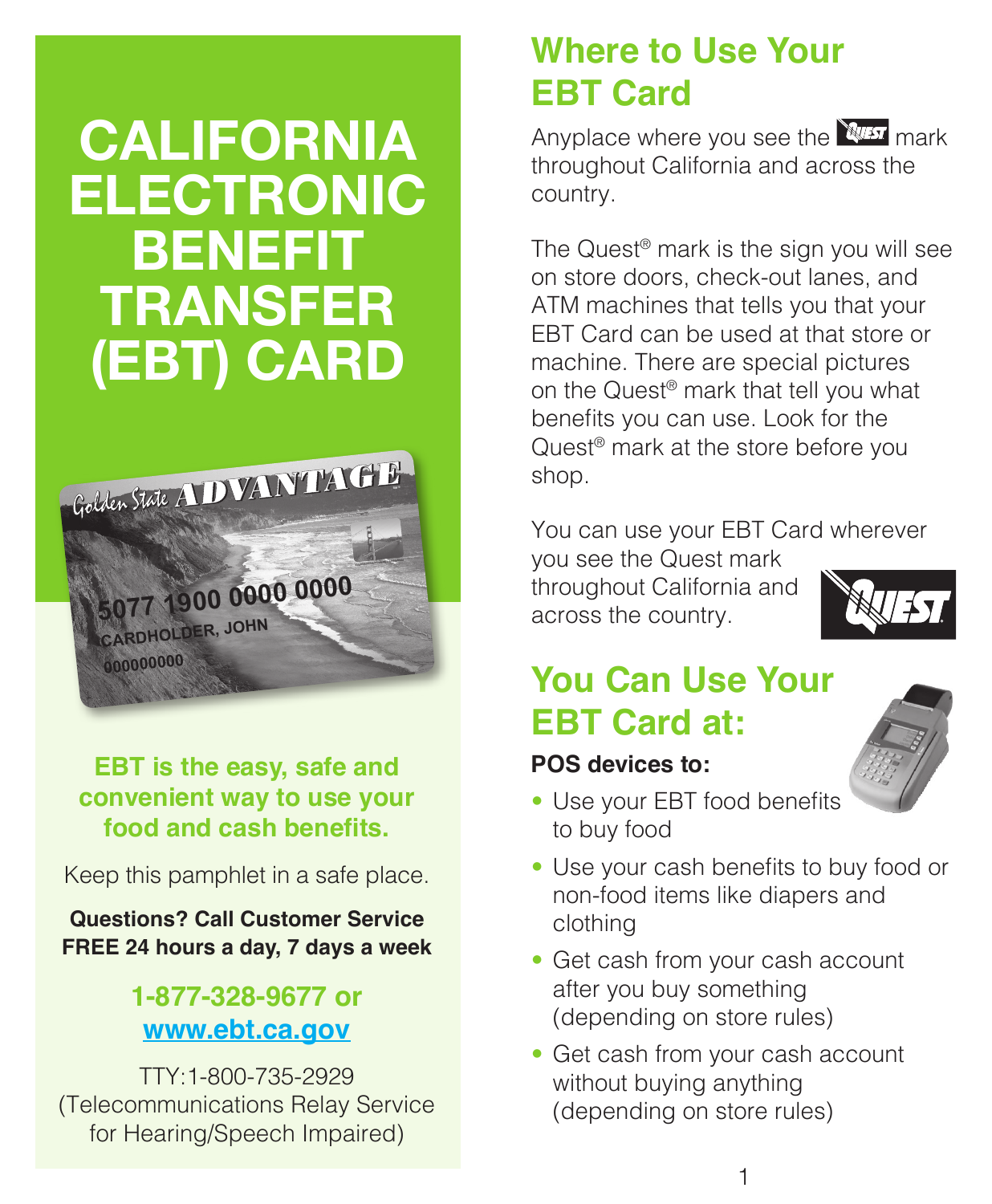# CALIFORNIA ELECTRONIC BENEFIT TRANSFER (EBT) CARD

**EBT is the easy, safe and convenient way to use your food and cash benefits.**

Keep this pamphlet in a safe place.

**Questions? Call Customer Service FREE 24 hours a day, 7 days a week**

**1-877-328-9677 or [www.ebt.ca.gov](http://www.ebt.ca.gov)**

TTY:1-800-735-2929 (Telecommunications Relay Service for Hearing/Speech Impaired)

## Where to Use Your EBT Card

Anyplace where you see the Quest mark throughout California and across the country.

The Quest® mark is the sign you will see on store doors, check-out lanes, and ATM machines that tells you that your EBT Card can be used at that store or machine. There are special pictures on the Quest® mark that tell you what benefits you can use. Look for the Quest® mark at the store before you shop.

You can use your EBT Card wherever you see the Quest mark throughout California and across the country.

## You Can Use Your EBT Card at:

**POS devices to:**

- Use your EBT food benefits to buy food
- Use your cash benefits to buy food or non-food items like diapers and clothing
- Get cash from your cash account after you buy something (depending on store rules)
- Get cash from your cash account without buying anything (depending on store rules)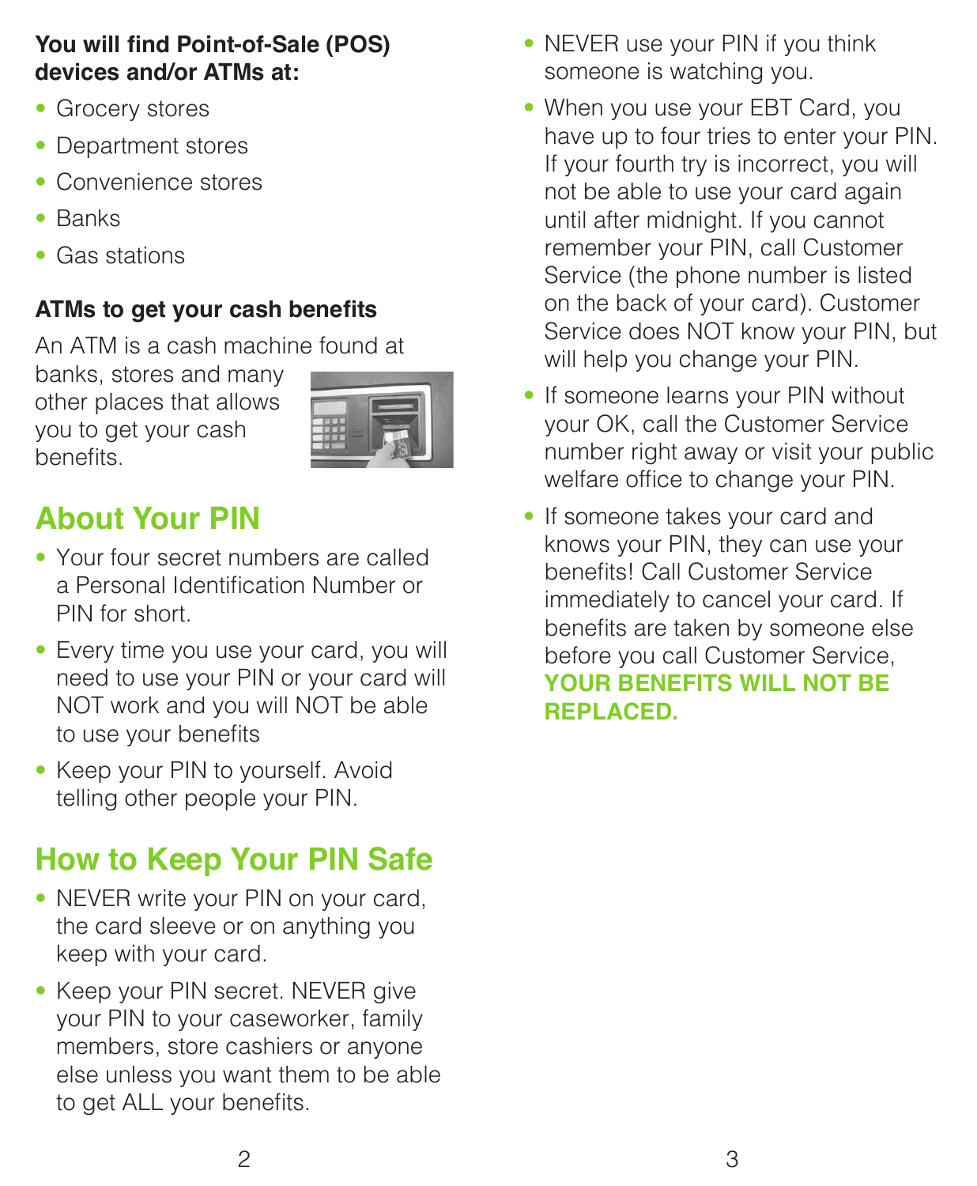**You will find Point-of-Sale (POS) devices and/or ATMs at:**

- Grocery stores
- Department stores
- Convenience stores
- Banks
- Gas stations

**ATMs to get your cash benefits**

An ATM is a cash machine found at banks, stores and many other places that allows you to get your cash benefits.

## About Your PIN

- Your four secret numbers are called a Personal Identification Number or PIN for short.
- Every time you use your card, you will need to use your PIN or your card will NOT work and you will NOT be able to use your benefits
- Keep your PIN to yourself. Avoid telling other people your PIN.

## How to Keep Your PIN Safe

- NEVER write your PIN on your card, the card sleeve or on anything you keep with your card.
- Keep your PIN secret. NEVER give your PIN to your caseworker, family members, store cashiers or anyone else unless you want them to be able to get ALL your benefits.
- NEVER use your PIN if you think someone is watching you.
- When you use your EBT Card, you have up to four tries to enter your PIN. If your fourth try is incorrect, you will not be able to use your card again until after midnight. If you cannot remember your PIN, call Customer Service (the phone number is listed on the back of your card). Customer Service does NOT know your PIN, but will help you change your PIN.
- If someone learns your PIN without your OK, call the Customer Service number right away or visit your public welfare office to change your PIN.
- If someone takes your card and knows your PIN, they can use your benefits! Call Customer Service immediately to cancel your card. If benefits are taken by someone else before you call Customer Service, **YOUR BENEFITS WILL NOT BE REPLACED.**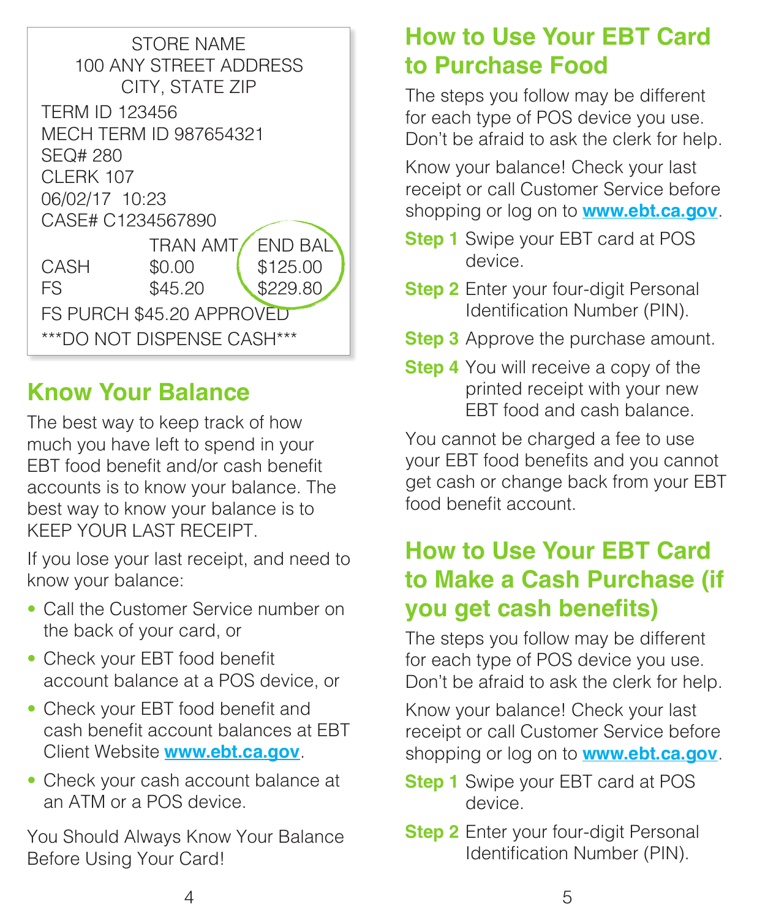STORE NAME
100 ANY STREET ADDRESS
CITY, STATE ZIP

TERM ID 123456
MECH TERM ID 987654321
SEQ# 280
CLERK 107
06/02/17 10:23
CASE# C1234567890

| | TRAN AMT | END BAL |
|---|---|---|
| CASH | $0.00 | $125.00 |
| FS | $45.20 | $229.80 |

FS PURCH $45.20 APPROVED
***DO NOT DISPENSE CASH***

## Know Your Balance

The best way to keep track of how much you have left to spend in your EBT food benefit and/or cash benefit accounts is to know your balance. The best way to know your balance is to KEEP YOUR LAST RECEIPT.

If you lose your last receipt, and need to know your balance:

- Call the Customer Service number on the back of your card, or
- Check your EBT food benefit account balance at a POS device, or
- Check your EBT food benefit and cash benefit account balances at EBT Client Website **www.ebt.ca.gov**.
- Check your cash account balance at an ATM or a POS device.

You Should Always Know Your Balance Before Using Your Card!

## How to Use Your EBT Card to Purchase Food

The steps you follow may be different for each type of POS device you use. Don't be afraid to ask the clerk for help.

Know your balance! Check your last receipt or call Customer Service before shopping or log on to **www.ebt.ca.gov**.

**Step 1** Swipe your EBT card at POS device.

**Step 2** Enter your four-digit Personal Identification Number (PIN).

**Step 3** Approve the purchase amount.

**Step 4** You will receive a copy of the printed receipt with your new EBT food and cash balance.

You cannot be charged a fee to use your EBT food benefits and you cannot get cash or change back from your EBT food benefit account.

## How to Use Your EBT Card to Make a Cash Purchase (if you get cash benefits)

The steps you follow may be different for each type of POS device you use. Don't be afraid to ask the clerk for help.

Know your balance! Check your last receipt or call Customer Service before shopping or log on to **www.ebt.ca.gov**.

**Step 1** Swipe your EBT card at POS device.

**Step 2** Enter your four-digit Personal Identification Number (PIN).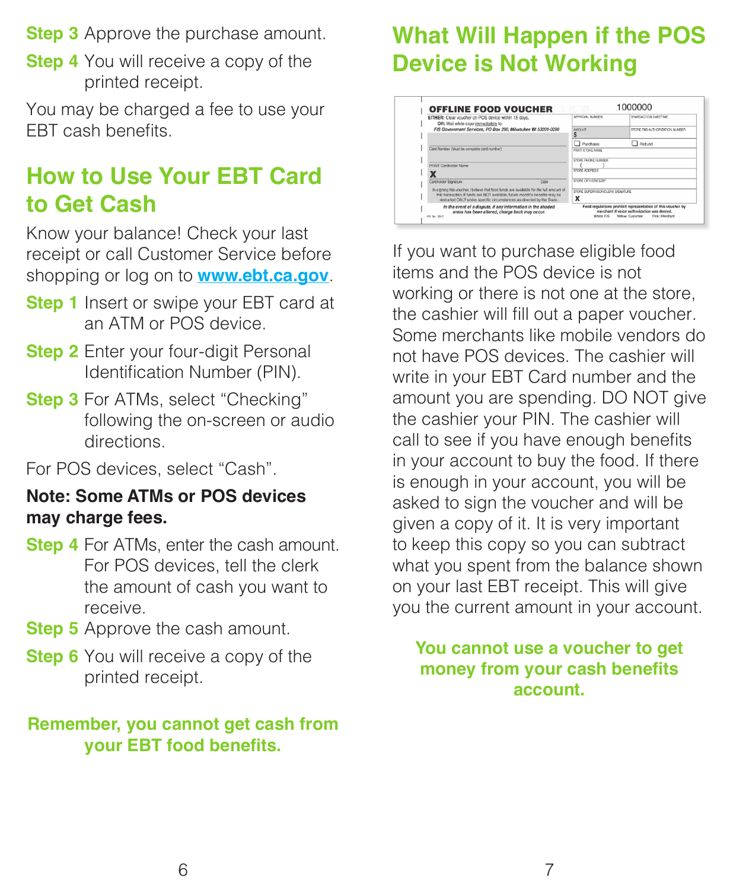**Step 3** Approve the purchase amount.

**Step 4** You will receive a copy of the printed receipt.

You may be charged a fee to use your EBT cash benefits.

## How to Use Your EBT Card to Get Cash

Know your balance! Check your last receipt or call Customer Service before shopping or log on to **www.ebt.ca.gov**.

**Step 1** Insert or swipe your EBT card at an ATM or POS device.

**Step 2** Enter your four-digit Personal Identification Number (PIN).

**Step 3** For ATMs, select "Checking" following the on-screen or audio directions.

For POS devices, select "Cash".

**Note: Some ATMs or POS devices may charge fees.**

**Step 4** For ATMs, enter the cash amount. For POS devices, tell the clerk the amount of cash you want to receive.

**Step 5** Approve the cash amount.

**Step 6** You will receive a copy of the printed receipt.

**Remember, you cannot get cash from your EBT food benefits.**

## What Will Happen if the POS Device is Not Working

If you want to purchase eligible food items and the POS device is not working or there is not one at the store, the cashier will fill out a paper voucher. Some merchants like mobile vendors do not have POS devices. The cashier will write in your EBT Card number and the amount you are spending. DO NOT give the cashier your PIN. The cashier will call to see if you have enough benefits in your account to buy the food. If there is enough in your account, you will be asked to sign the voucher and will be given a copy of it. It is very important to keep this copy so you can subtract what you spent from the balance shown on your last EBT receipt. This will give you the current amount in your account.

**You cannot use a voucher to get money from your cash benefits account.**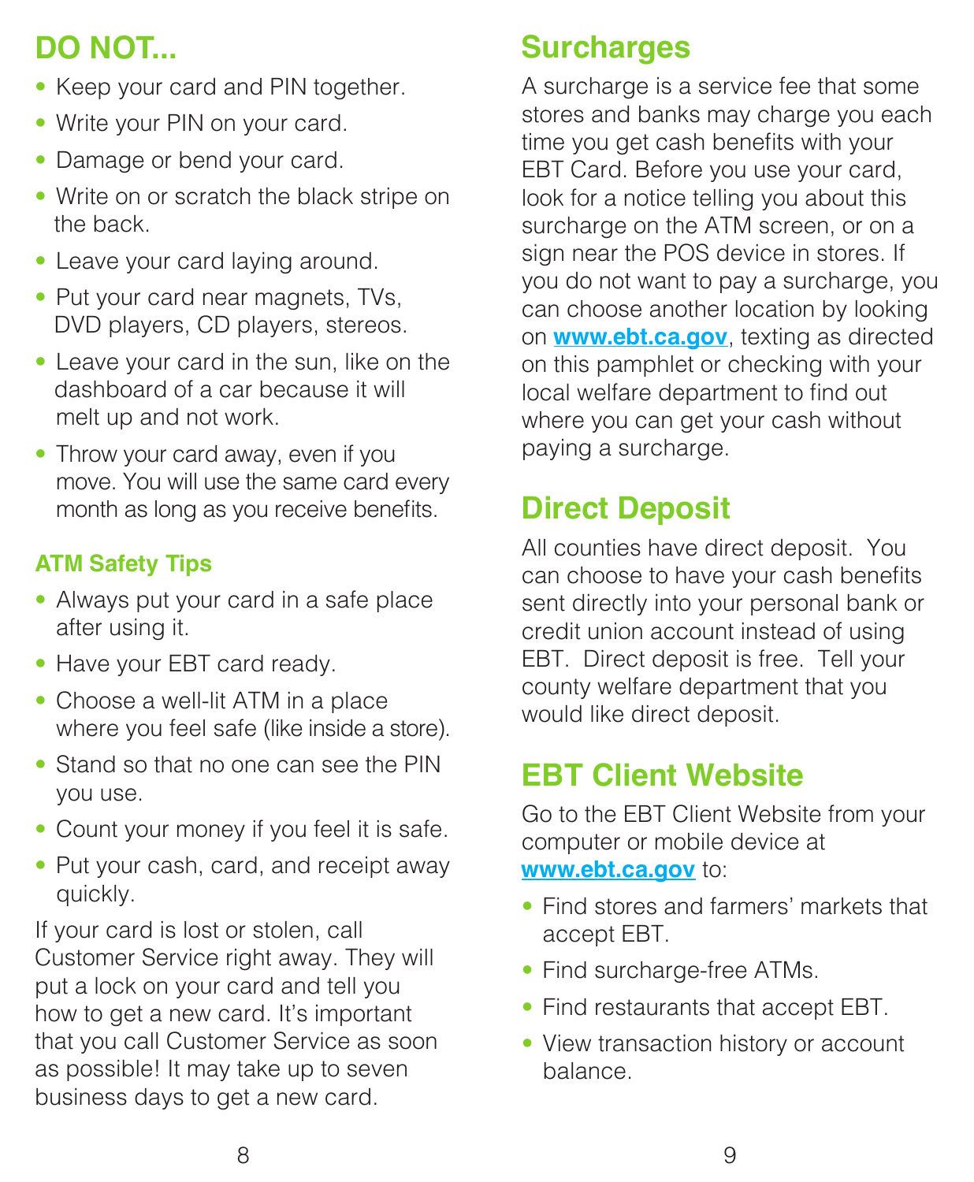## DO NOT...

- Keep your card and PIN together.
- Write your PIN on your card.
- Damage or bend your card.
- Write on or scratch the black stripe on the back.
- Leave your card laying around.
- Put your card near magnets, TVs, DVD players, CD players, stereos.
- Leave your card in the sun, like on the dashboard of a car because it will melt up and not work.
- Throw your card away, even if you move. You will use the same card every month as long as you receive benefits.

### ATM Safety Tips

- Always put your card in a safe place after using it.
- Have your EBT card ready.
- Choose a well-lit ATM in a place where you feel safe (like inside a store).
- Stand so that no one can see the PIN you use.
- Count your money if you feel it is safe.
- Put your cash, card, and receipt away quickly.

If your card is lost or stolen, call Customer Service right away. They will put a lock on your card and tell you how to get a new card. It's important that you call Customer Service as soon as possible! It may take up to seven business days to get a new card.

## Surcharges

A surcharge is a service fee that some stores and banks may charge you each time you get cash benefits with your EBT Card. Before you use your card, look for a notice telling you about this surcharge on the ATM screen, or on a sign near the POS device in stores. If you do not want to pay a surcharge, you can choose another location by looking on **www.ebt.ca.gov**, texting as directed on this pamphlet or checking with your local welfare department to find out where you can get your cash without paying a surcharge.

## Direct Deposit

All counties have direct deposit. You can choose to have your cash benefits sent directly into your personal bank or credit union account instead of using EBT. Direct deposit is free. Tell your county welfare department that you would like direct deposit.

## EBT Client Website

Go to the EBT Client Website from your computer or mobile device at **www.ebt.ca.gov** to:

- Find stores and farmers' markets that accept EBT.
- Find surcharge-free ATMs.
- Find restaurants that accept EBT.
- View transaction history or account balance.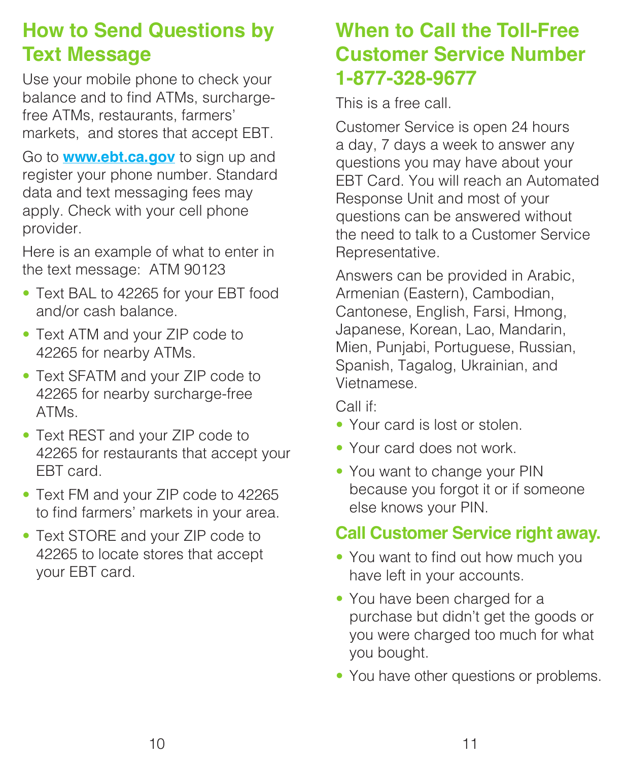## How to Send Questions by Text Message

Use your mobile phone to check your balance and to find ATMs, surcharge-free ATMs, restaurants, farmers' markets, and stores that accept EBT.

Go to **www.ebt.ca.gov** to sign up and register your phone number. Standard data and text messaging fees may apply. Check with your cell phone provider.

Here is an example of what to enter in the text message: ATM 90123

- Text BAL to 42265 for your EBT food and/or cash balance.
- Text ATM and your ZIP code to 42265 for nearby ATMs.
- Text SFATM and your ZIP code to 42265 for nearby surcharge-free ATMs.
- Text REST and your ZIP code to 42265 for restaurants that accept your EBT card.
- Text FM and your ZIP code to 42265 to find farmers' markets in your area.
- Text STORE and your ZIP code to 42265 to locate stores that accept your EBT card.

## When to Call the Toll-Free Customer Service Number 1-877-328-9677

This is a free call.

Customer Service is open 24 hours a day, 7 days a week to answer any questions you may have about your EBT Card. You will reach an Automated Response Unit and most of your questions can be answered without the need to talk to a Customer Service Representative.

Answers can be provided in Arabic, Armenian (Eastern), Cambodian, Cantonese, English, Farsi, Hmong, Japanese, Korean, Lao, Mandarin, Mien, Punjabi, Portuguese, Russian, Spanish, Tagalog, Ukrainian, and Vietnamese.

Call if:

- Your card is lost or stolen.
- Your card does not work.
- You want to change your PIN because you forgot it or if someone else knows your PIN.

### Call Customer Service right away.

- You want to find out how much you have left in your accounts.
- You have been charged for a purchase but didn't get the goods or you were charged too much for what you bought.
- You have other questions or problems.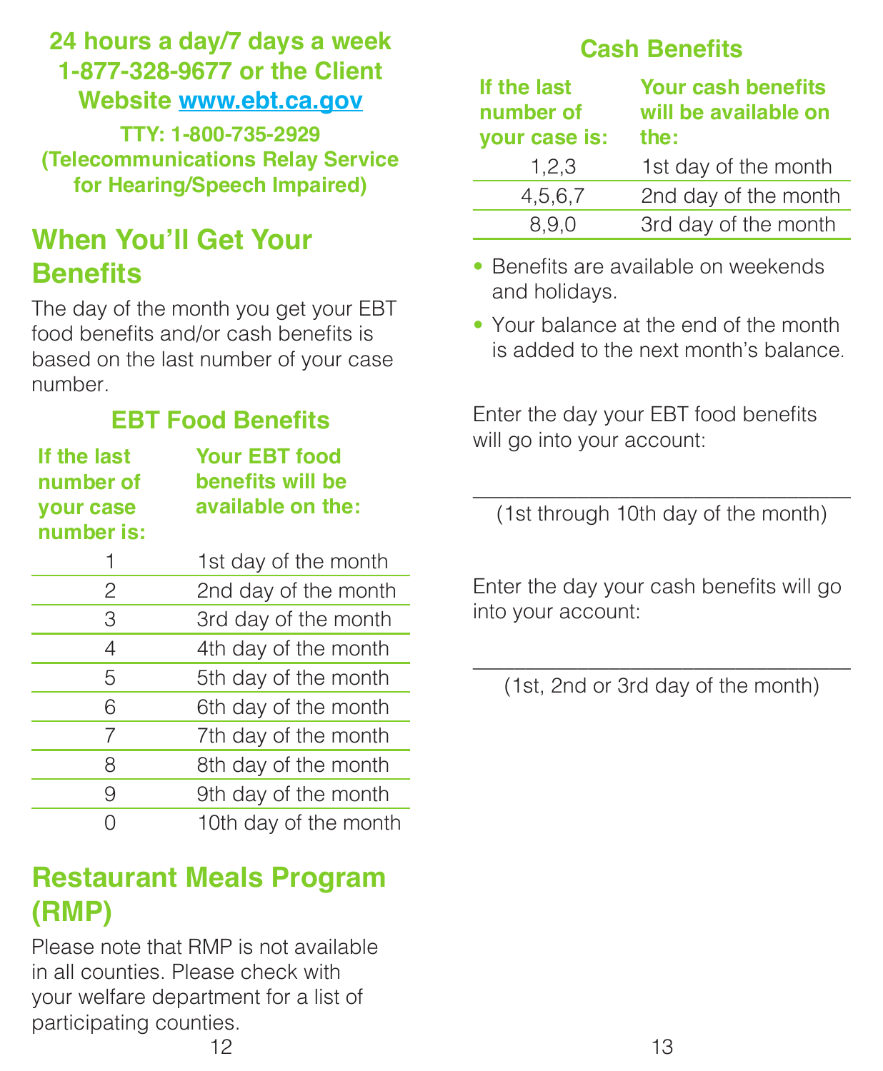**24 hours a day/7 days a week 1-877-328-9677 or the Client Website [www.ebt.ca.gov](http://www.ebt.ca.gov)**

**TTY: 1-800-735-2929 (Telecommunications Relay Service for Hearing/Speech Impaired)**

## When You'll Get Your Benefits

The day of the month you get your EBT food benefits and/or cash benefits is based on the last number of your case number.

### EBT Food Benefits

| If the last number of your case number is: | Your EBT food benefits will be available on the: |
|---|---|
| 1 | 1st day of the month |
| 2 | 2nd day of the month |
| 3 | 3rd day of the month |
| 4 | 4th day of the month |
| 5 | 5th day of the month |
| 6 | 6th day of the month |
| 7 | 7th day of the month |
| 8 | 8th day of the month |
| 9 | 9th day of the month |
| 0 | 10th day of the month |

## Restaurant Meals Program (RMP)

Please note that RMP is not available in all counties. Please check with your welfare department for a list of participating counties.

### Cash Benefits

| If the last number of your case is: | Your cash benefits will be available on the: |
|---|---|
| 1,2,3 | 1st day of the month |
| 4,5,6,7 | 2nd day of the month |
| 8,9,0 | 3rd day of the month |

- Benefits are available on weekends and holidays.
- Your balance at the end of the month is added to the next month's balance.

Enter the day your EBT food benefits will go into your account:

_________________________________

(1st through 10th day of the month)

Enter the day your cash benefits will go into your account:

_________________________________

(1st, 2nd or 3rd day of the month)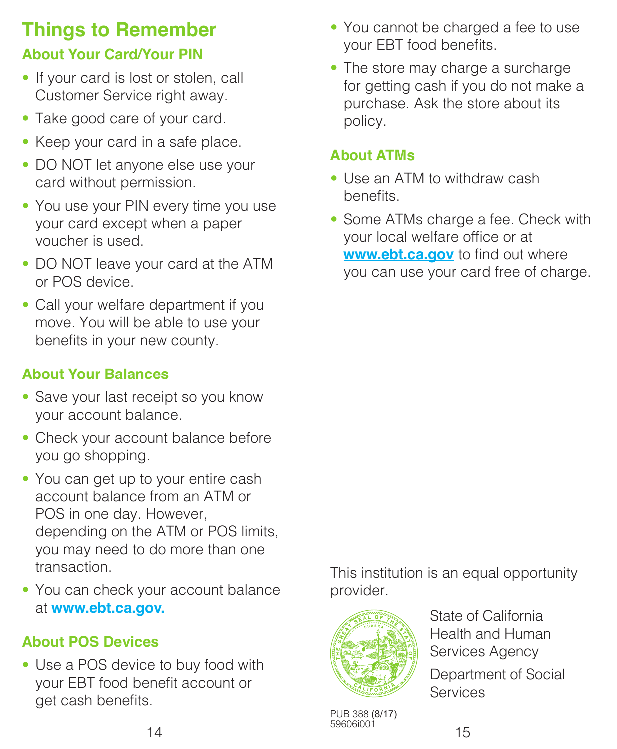# Things to Remember

## About Your Card/Your PIN

- If your card is lost or stolen, call Customer Service right away.
- Take good care of your card.
- Keep your card in a safe place.
- DO NOT let anyone else use your card without permission.
- You use your PIN every time you use your card except when a paper voucher is used.
- DO NOT leave your card at the ATM or POS device.
- Call your welfare department if you move. You will be able to use your benefits in your new county.

## About Your Balances

- Save your last receipt so you know your account balance.
- Check your account balance before you go shopping.
- You can get up to your entire cash account balance from an ATM or POS in one day. However, depending on the ATM or POS limits, you may need to do more than one transaction.
- You can check your account balance at **www.ebt.ca.gov.**

## About POS Devices

- Use a POS device to buy food with your EBT food benefit account or get cash benefits.
- You cannot be charged a fee to use your EBT food benefits.
- The store may charge a surcharge for getting cash if you do not make a purchase. Ask the store about its policy.

## About ATMs

- Use an ATM to withdraw cash benefits.
- Some ATMs charge a fee. Check with your local welfare office or at **www.ebt.ca.gov** to find out where you can use your card free of charge.

This institution is an equal opportunity provider.

State of California
Health and Human Services Agency

Department of Social Services

PUB 388 (8/17)
59606i001